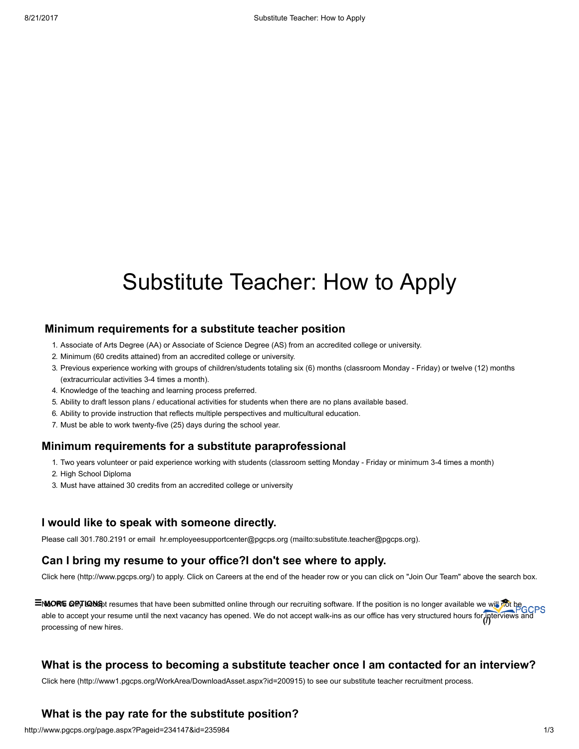# Substitute Teacher: How to Apply

### Minimum requirements for a substitute teacher position

1. Associate of Arts Degree (AA) or Associate of Science Degree (AS) from an accredited college or university.
2. Minimum (60 credits attained) from an accredited college or university.
3. Previous experience working with groups of children/students totaling six (6) months (classroom Monday - Friday) or twelve (12) months (extracurricular activities 3-4 times a month).
4. Knowledge of the teaching and learning process preferred.
5. Ability to draft lesson plans / educational activities for students when there are no plans available based.
6. Ability to provide instruction that reflects multiple perspectives and multicultural education.
7. Must be able to work twenty-five (25) days during the school year.

### Minimum requirements for a substitute paraprofessional

1. Two years volunteer or paid experience working with students (classroom setting Monday - Friday or minimum 3-4 times a month)
2. High School Diploma
3. Must have attained 30 credits from an accredited college or university

### I would like to speak with someone directly.

Please call 301.780.2191 or email hr.employeesupportcenter@pgcps.org (mailto:substitute.teacher@pgcps.org).

### Can I bring my resume to your office?I don't see where to apply.

Click here (http://www.pgcps.org/) to apply. Click on Careers at the end of the header row or you can click on "Join Our Team" above the search box.

No. We only accept resumes that have been submitted online through our recruiting software. If the position is no longer available we will not be able to accept your resume until the next vacancy has opened. We do not accept walk-ins as our office has very structured hours for interviews and processing of new hires.

### What is the process to becoming a substitute teacher once I am contacted for an interview?

Click here (http://www1.pgcps.org/WorkArea/DownloadAsset.aspx?id=200915) to see our substitute teacher recruitment process.

### What is the pay rate for the substitute position?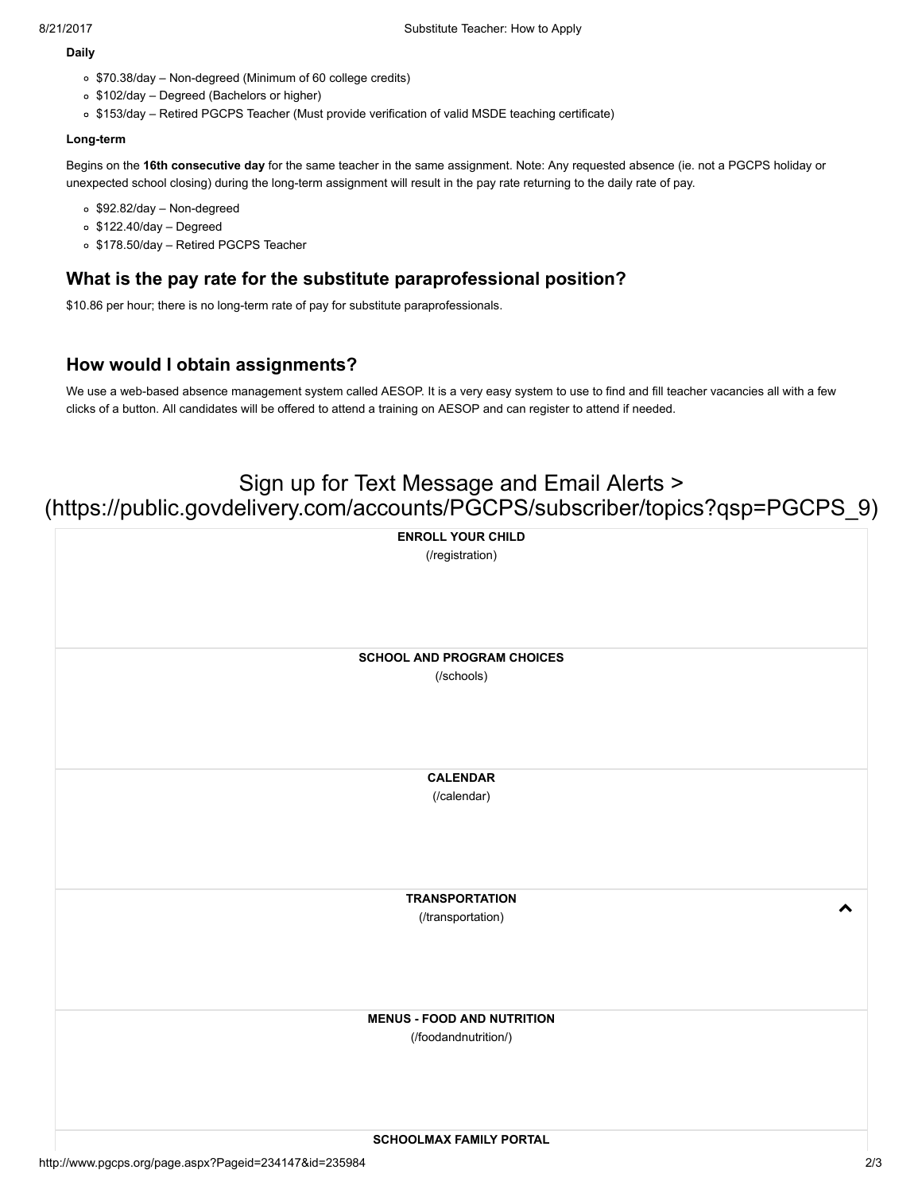**Daily**

- $70.38/day – Non-degreed (Minimum of 60 college credits)
- $102/day – Degreed (Bachelors or higher)
- $153/day – Retired PGCPS Teacher (Must provide verification of valid MSDE teaching certificate)

**Long-term**

Begins on the **16th consecutive day** for the same teacher in the same assignment. Note: Any requested absence (ie. not a PGCPS holiday or unexpected school closing) during the long-term assignment will result in the pay rate returning to the daily rate of pay.

- $92.82/day – Non-degreed
- $122.40/day – Degreed
- $178.50/day – Retired PGCPS Teacher

## What is the pay rate for the substitute paraprofessional position?

$10.86 per hour; there is no long-term rate of pay for substitute paraprofessionals.

## How would I obtain assignments?

We use a web-based absence management system called AESOP. It is a very easy system to use to find and fill teacher vacancies all with a few clicks of a button. All candidates will be offered to attend a training on AESOP and can register to attend if needed.

Sign up for Text Message and Email Alerts > (https://public.govdelivery.com/accounts/PGCPS/subscriber/topics?qsp=PGCPS_9)

**ENROLL YOUR CHILD**
(/registration)

**SCHOOL AND PROGRAM CHOICES**
(/schools)

**CALENDAR**
(/calendar)

**TRANSPORTATION**
(/transportation)

**MENUS - FOOD AND NUTRITION**
(/foodandnutrition/)

**SCHOOLMAX FAMILY PORTAL**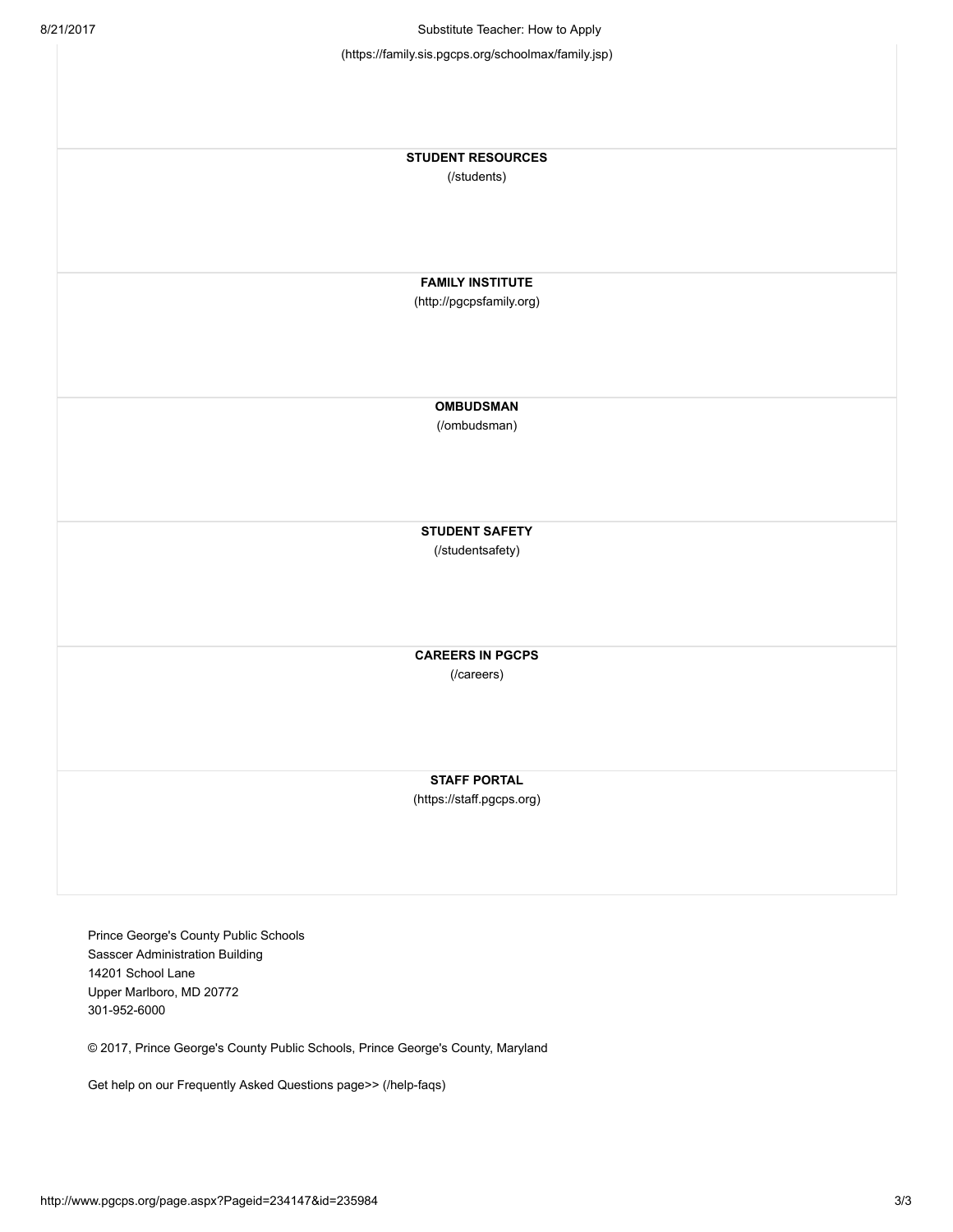(https://family.sis.pgcps.org/schoolmax/family.jsp)

**STUDENT RESOURCES**
(/students)

**FAMILY INSTITUTE**
(http://pgcpsfamily.org)

**OMBUDSMAN**
(/ombudsman)

**STUDENT SAFETY**
(/studentsafety)

**CAREERS IN PGCPS**
(/careers)

**STAFF PORTAL**
(https://staff.pgcps.org)

Prince George's County Public Schools
Sasscer Administration Building
14201 School Lane
Upper Marlboro, MD 20772
301-952-6000

© 2017, Prince George's County Public Schools, Prince George's County, Maryland

Get help on our Frequently Asked Questions page>> (/help-faqs)